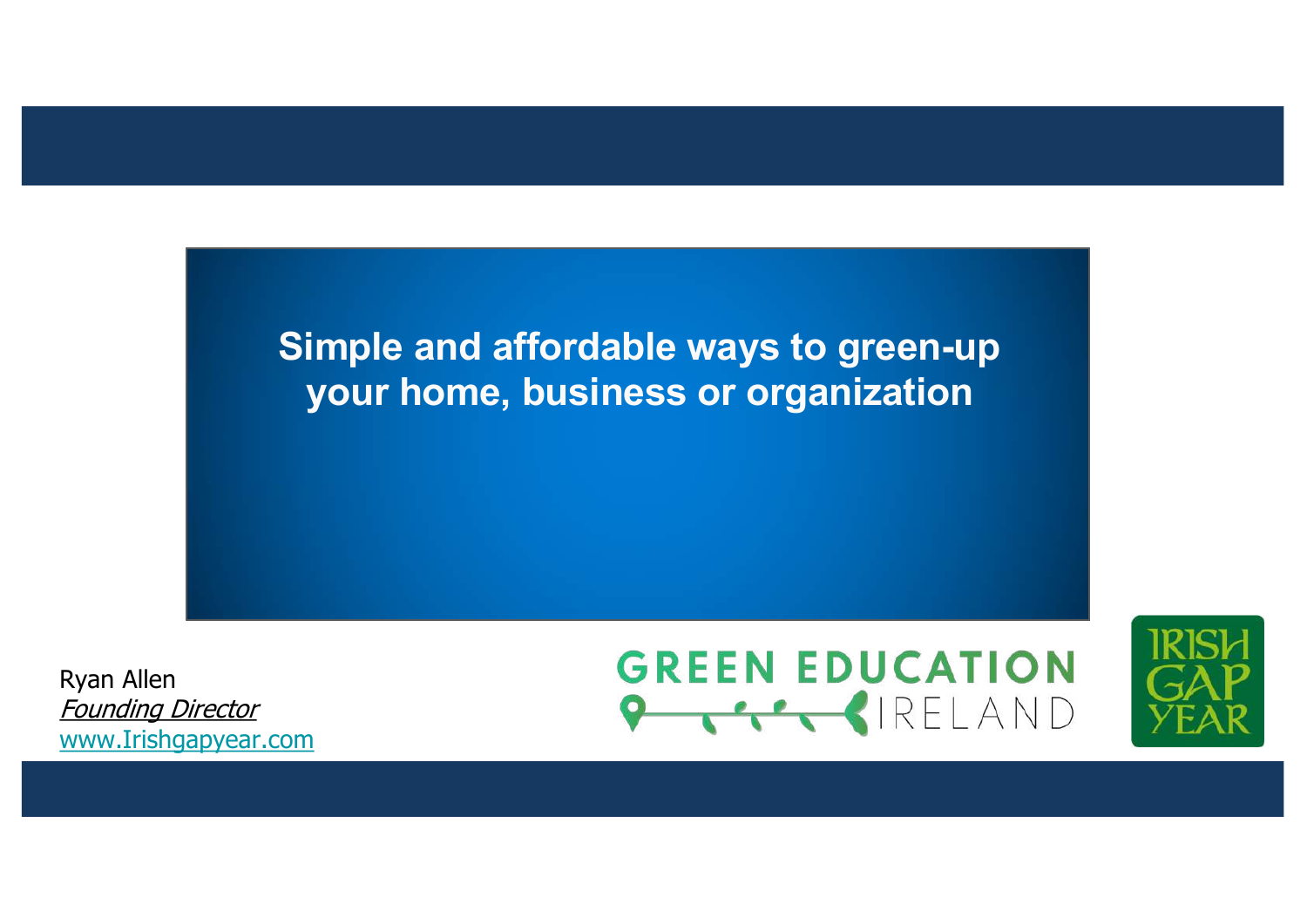# Simple and affordable ways to green-up your home, business or organization

Ryan Allen
*Founding Director*
www.Irishgapyear.com

GREEN EDUCATION IRELAND

IRISH GAP YEAR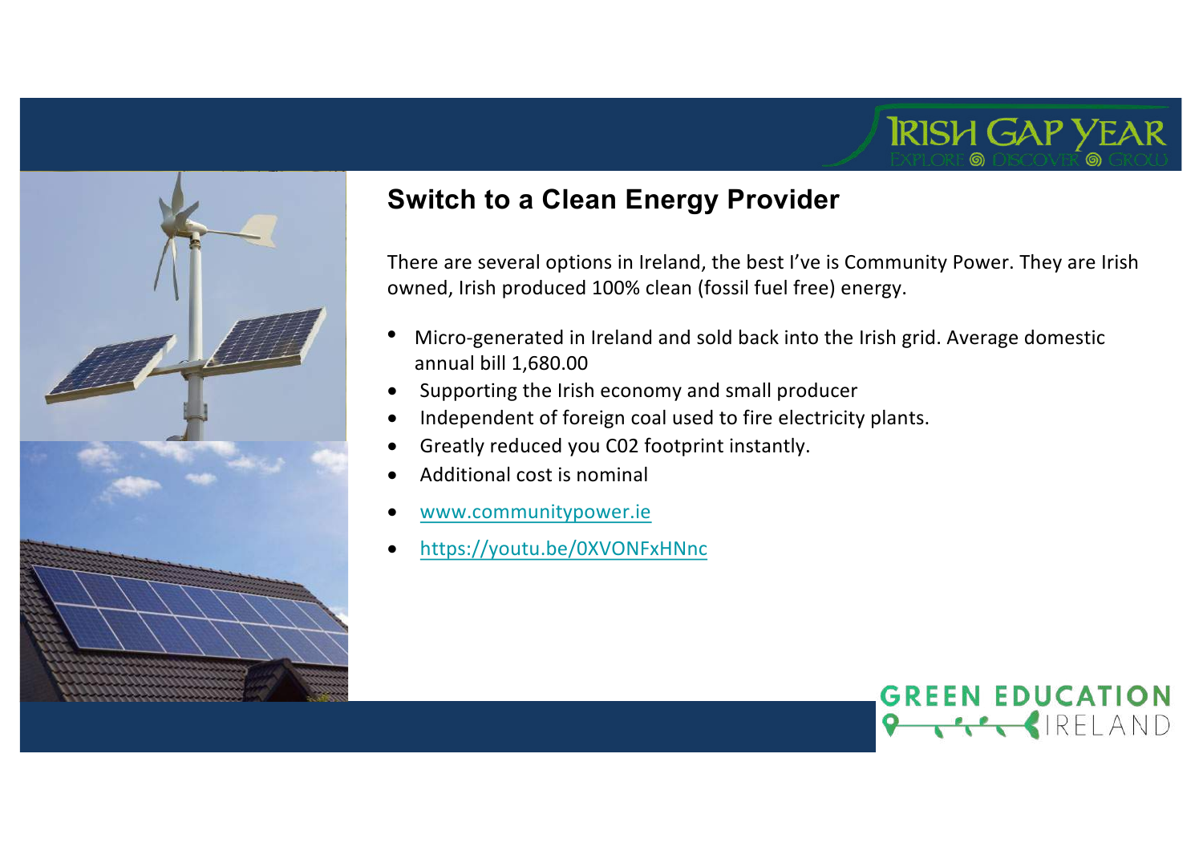## Switch to a Clean Energy Provider

There are several options in Ireland, the best I've is Community Power. They are Irish owned, Irish produced 100% clean (fossil fuel free) energy.

- Micro-generated in Ireland and sold back into the Irish grid. Average domestic annual bill 1,680.00
- Supporting the Irish economy and small producer
- Independent of foreign coal used to fire electricity plants.
- Greatly reduced you C02 footprint instantly.
- Additional cost is nominal
- [www.communitypower.ie](http://www.communitypower.ie)
- [https://youtu.be/0XVONFxHNnc](https://youtu.be/0XVONFxHNnc)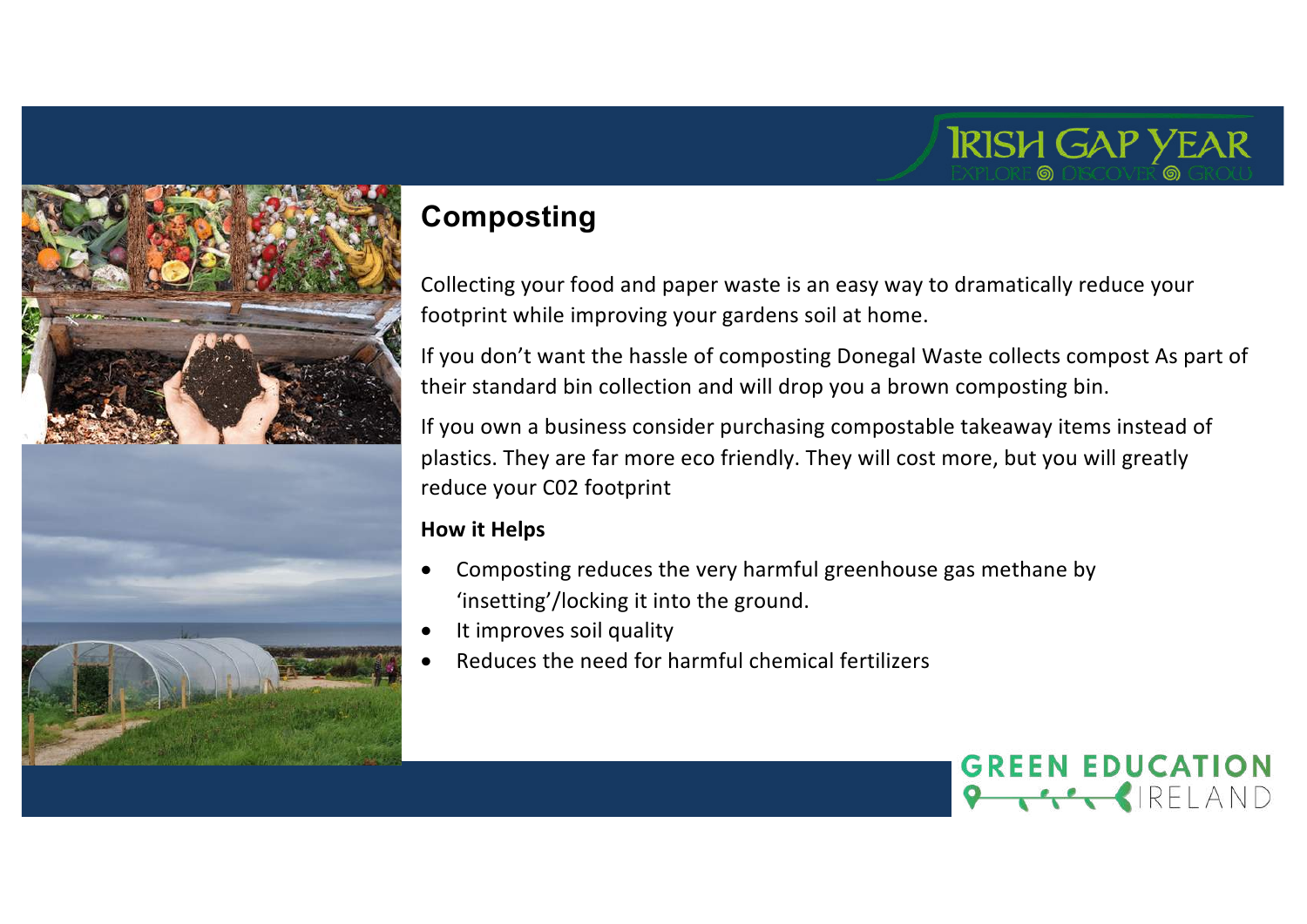## Composting

Collecting your food and paper waste is an easy way to dramatically reduce your footprint while improving your gardens soil at home.

If you don't want the hassle of composting Donegal Waste collects compost As part of their standard bin collection and will drop you a brown composting bin.

If you own a business consider purchasing compostable takeaway items instead of plastics. They are far more eco friendly. They will cost more, but you will greatly reduce your C02 footprint

**How it Helps**

- Composting reduces the very harmful greenhouse gas methane by 'insetting'/locking it into the ground.
- It improves soil quality
- Reduces the need for harmful chemical fertilizers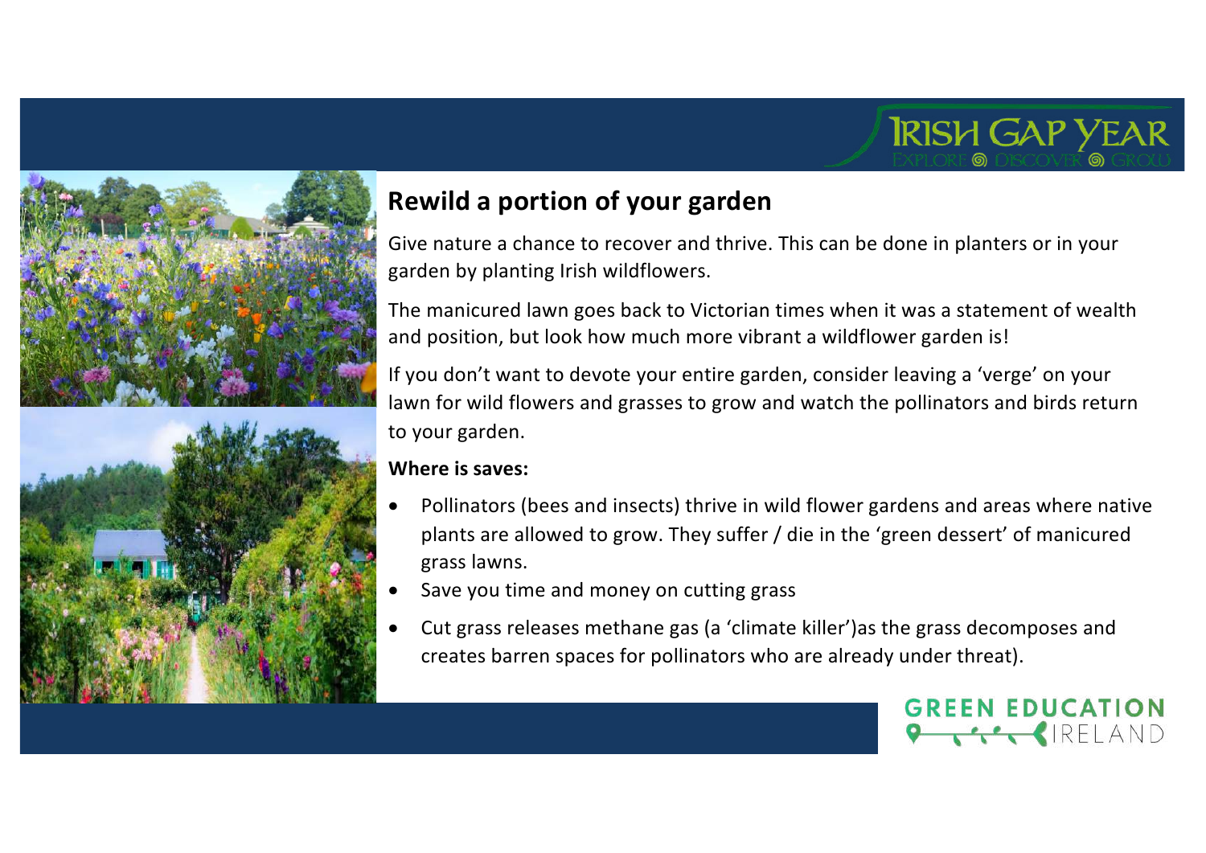## Rewild a portion of your garden

Give nature a chance to recover and thrive. This can be done in planters or in your garden by planting Irish wildflowers.

The manicured lawn goes back to Victorian times when it was a statement of wealth and position, but look how much more vibrant a wildflower garden is!

If you don't want to devote your entire garden, consider leaving a 'verge' on your lawn for wild flowers and grasses to grow and watch the pollinators and birds return to your garden.

**Where is saves:**

- Pollinators (bees and insects) thrive in wild flower gardens and areas where native plants are allowed to grow. They suffer / die in the 'green dessert' of manicured grass lawns.
- Save you time and money on cutting grass
- Cut grass releases methane gas (a 'climate killer')as the grass decomposes and creates barren spaces for pollinators who are already under threat).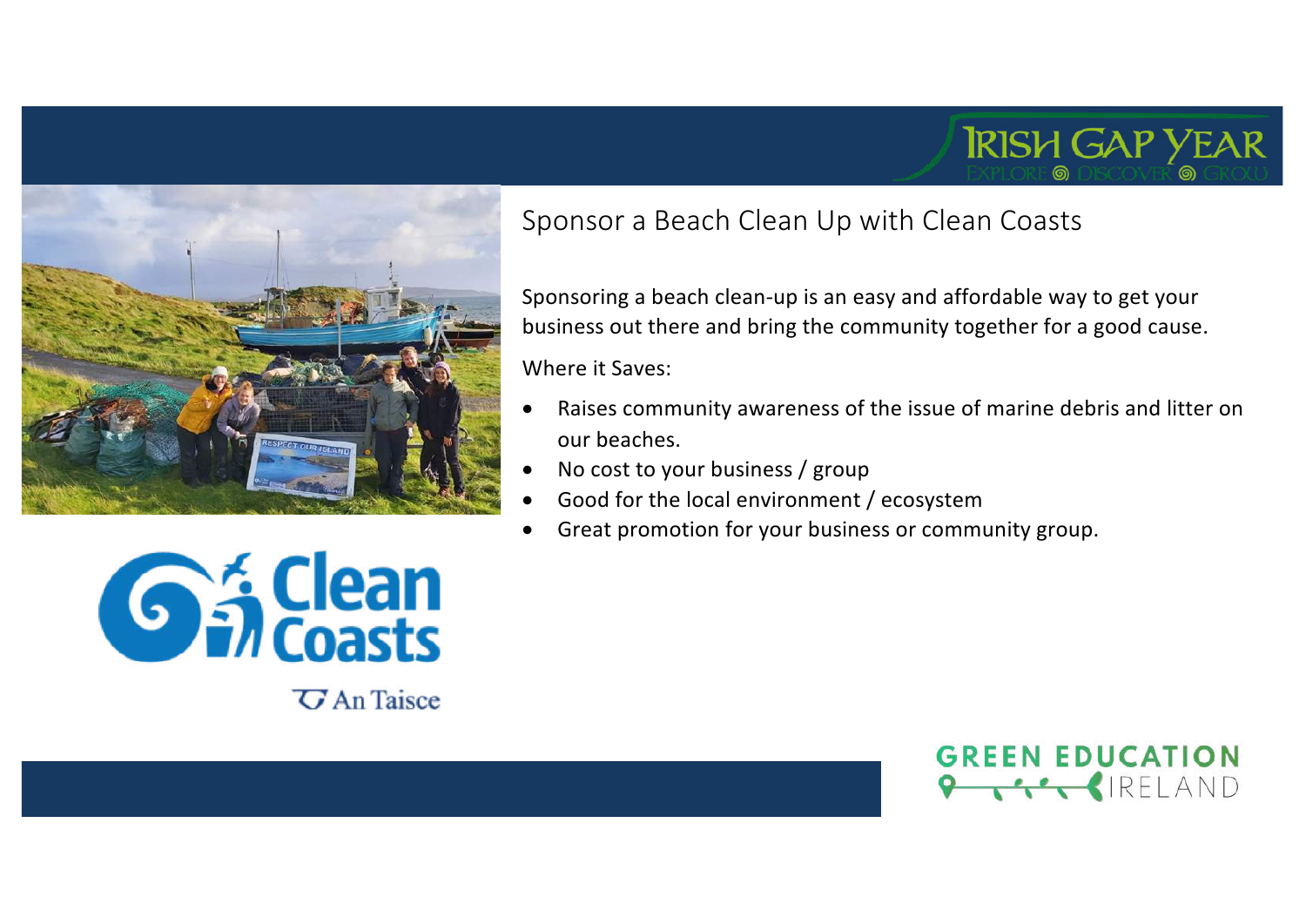## Sponsor a Beach Clean Up with Clean Coasts

Sponsoring a beach clean-up is an easy and affordable way to get your business out there and bring the community together for a good cause.

Where it Saves:

- Raises community awareness of the issue of marine debris and litter on our beaches.
- No cost to your business / group
- Good for the local environment / ecosystem
- Great promotion for your business or community group.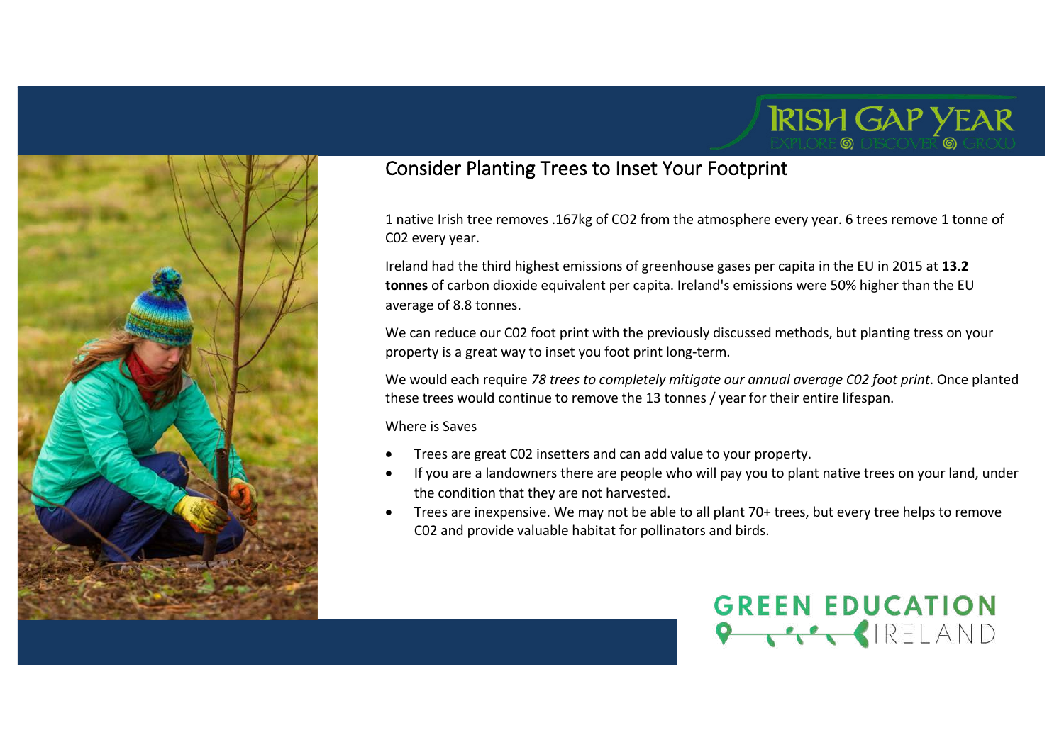## Consider Planting Trees to Inset Your Footprint

1 native Irish tree removes .167kg of $CO_2$ from the atmosphere every year. 6 trees remove 1 tonne of C02 every year.

Ireland had the third highest emissions of greenhouse gases per capita in the EU in 2015 at **13.2 tonnes** of carbon dioxide equivalent per capita. Ireland's emissions were 50% higher than the EU average of 8.8 tonnes.

We can reduce our C02 foot print with the previously discussed methods, but planting tress on your property is a great way to inset you foot print long-term.

We would each require *78 trees to completely mitigate our annual average C02 foot print*. Once planted these trees would continue to remove the 13 tonnes / year for their entire lifespan.

Where is Saves

- Trees are great C02 insetters and can add value to your property.
- If you are a landowners there are people who will pay you to plant native trees on your land, under the condition that they are not harvested.
- Trees are inexpensive. We may not be able to all plant 70+ trees, but every tree helps to remove C02 and provide valuable habitat for pollinators and birds.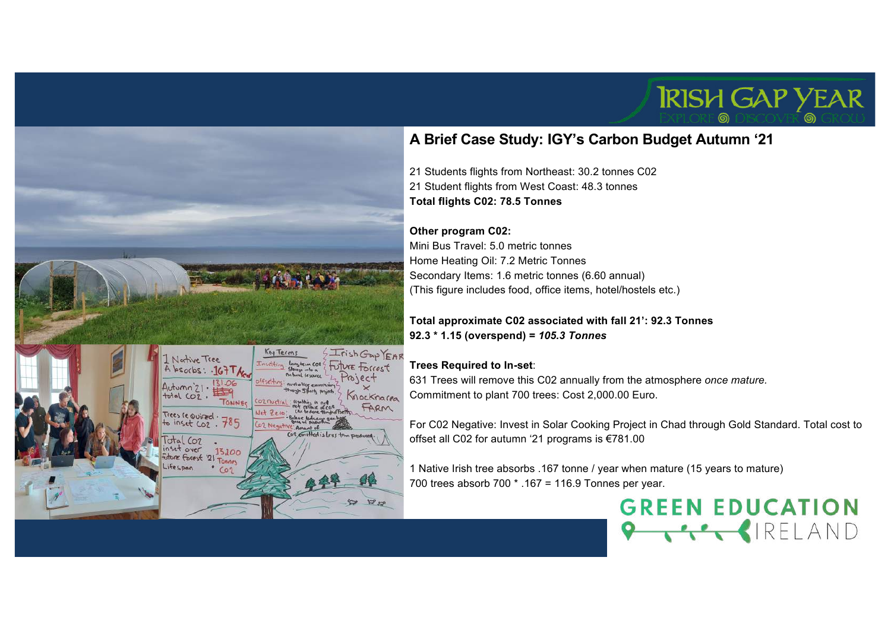## A Brief Case Study: IGY's Carbon Budget Autumn '21

21 Students flights from Northeast: 30.2 tonnes C02
21 Student flights from West Coast: 48.3 tonnes
**Total flights C02: 78.5 Tonnes**

**Other program C02:**
Mini Bus Travel: 5.0 metric tonnes
Home Heating Oil: 7.2 Metric Tonnes
Secondary Items: 1.6 metric tonnes (6.60 annual)
(This figure includes food, office items, hotel/hostels etc.)

**Total approximate C02 associated with fall 21': 92.3 Tonnes**
**92.3 * 1.15 (overspend) = *105.3 Tonnes***

**Trees Required to In-set**:
631 Trees will remove this C02 annually from the atmosphere *once mature.*
Commitment to plant 700 trees: Cost 2,000.00 Euro.

For C02 Negative: Invest in Solar Cooking Project in Chad through Gold Standard. Total cost to offset all C02 for autumn '21 programs is €781.00

1 Native Irish tree absorbs .167 tonne / year when mature (15 years to mature)
700 trees absorb 700 * .167 = 116.9 Tonnes per year.